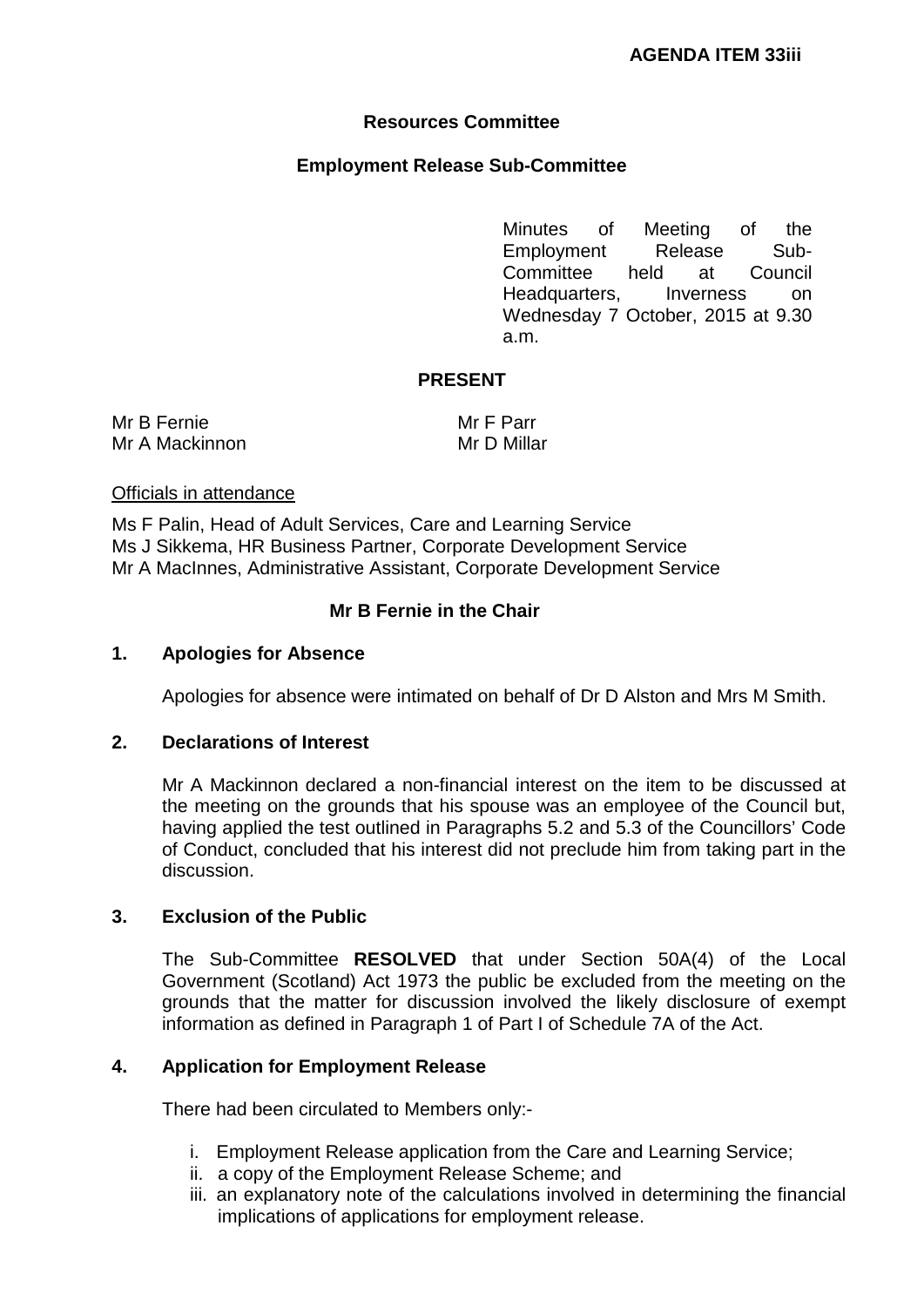**AGENDA ITEM 33iii**

## Resources Committee

## Employment Release Sub-Committee

Minutes of Meeting of the Employment Release Sub-Committee held at Council Headquarters, Inverness on Wednesday 7 October, 2015 at 9.30 a.m.

### PRESENT

Mr B Fernie
Mr A Mackinnon
Mr F Parr
Mr D Millar

Officials in attendance

Ms F Palin, Head of Adult Services, Care and Learning Service
Ms J Sikkema, HR Business Partner, Corporate Development Service
Mr A MacInnes, Administrative Assistant, Corporate Development Service

**Mr B Fernie in the Chair**

### 1. Apologies for Absence

Apologies for absence were intimated on behalf of Dr D Alston and Mrs M Smith.

### 2. Declarations of Interest

Mr A Mackinnon declared a non-financial interest on the item to be discussed at the meeting on the grounds that his spouse was an employee of the Council but, having applied the test outlined in Paragraphs 5.2 and 5.3 of the Councillors' Code of Conduct, concluded that his interest did not preclude him from taking part in the discussion.

### 3. Exclusion of the Public

The Sub-Committee **RESOLVED** that under Section 50A(4) of the Local Government (Scotland) Act 1973 the public be excluded from the meeting on the grounds that the matter for discussion involved the likely disclosure of exempt information as defined in Paragraph 1 of Part I of Schedule 7A of the Act.

### 4. Application for Employment Release

There had been circulated to Members only:-

i. Employment Release application from the Care and Learning Service;
ii. a copy of the Employment Release Scheme; and
iii. an explanatory note of the calculations involved in determining the financial implications of applications for employment release.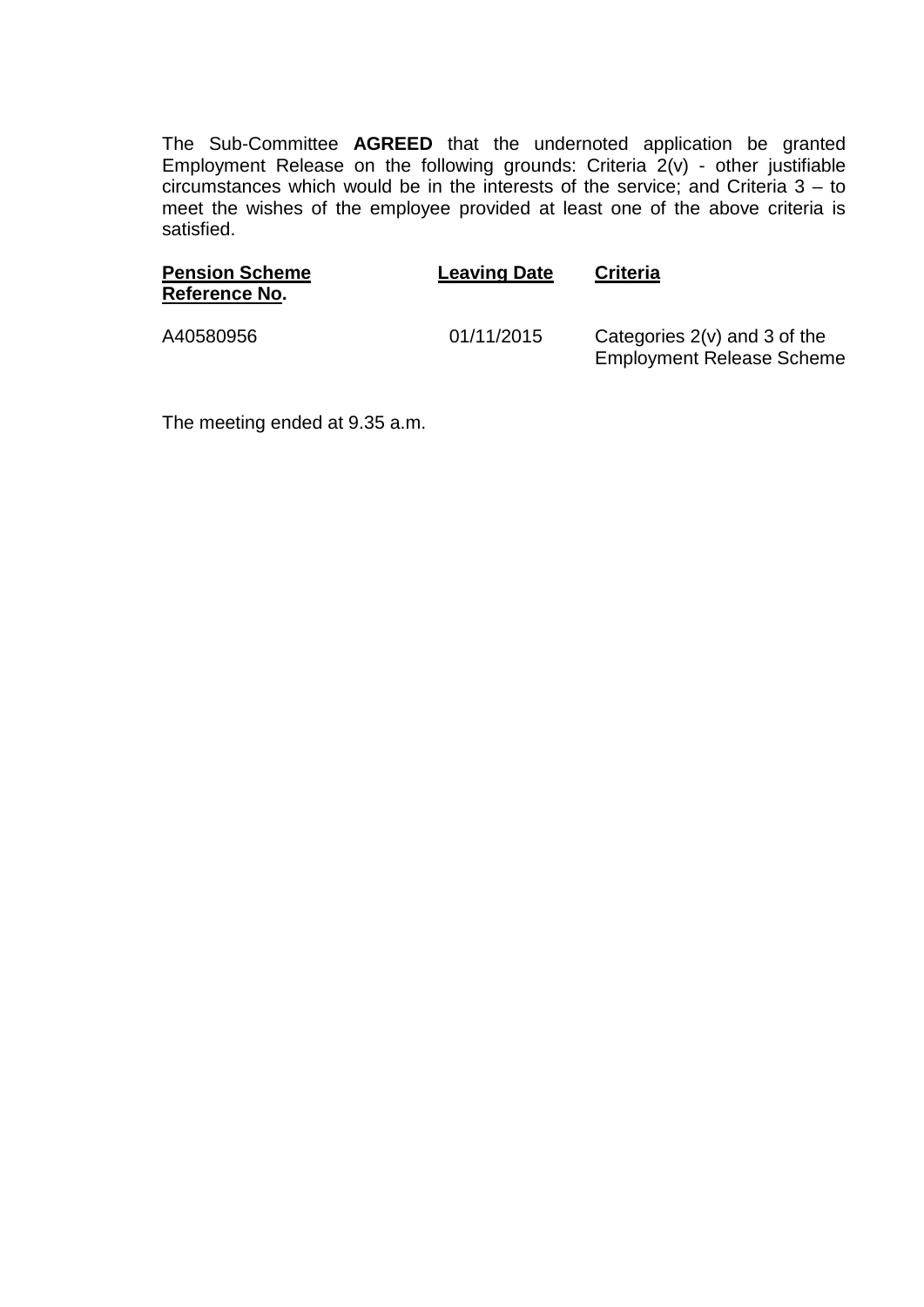The Sub-Committee **AGREED** that the undernoted application be granted Employment Release on the following grounds: Criteria 2(v) - other justifiable circumstances which would be in the interests of the service; and Criteria 3 – to meet the wishes of the employee provided at least one of the above criteria is satisfied.

| **Pension Scheme Reference No.** | **Leaving Date** | **Criteria** |
|---|---|---|
| A40580956 | 01/11/2015 | Categories 2(v) and 3 of the Employment Release Scheme |

The meeting ended at 9.35 a.m.